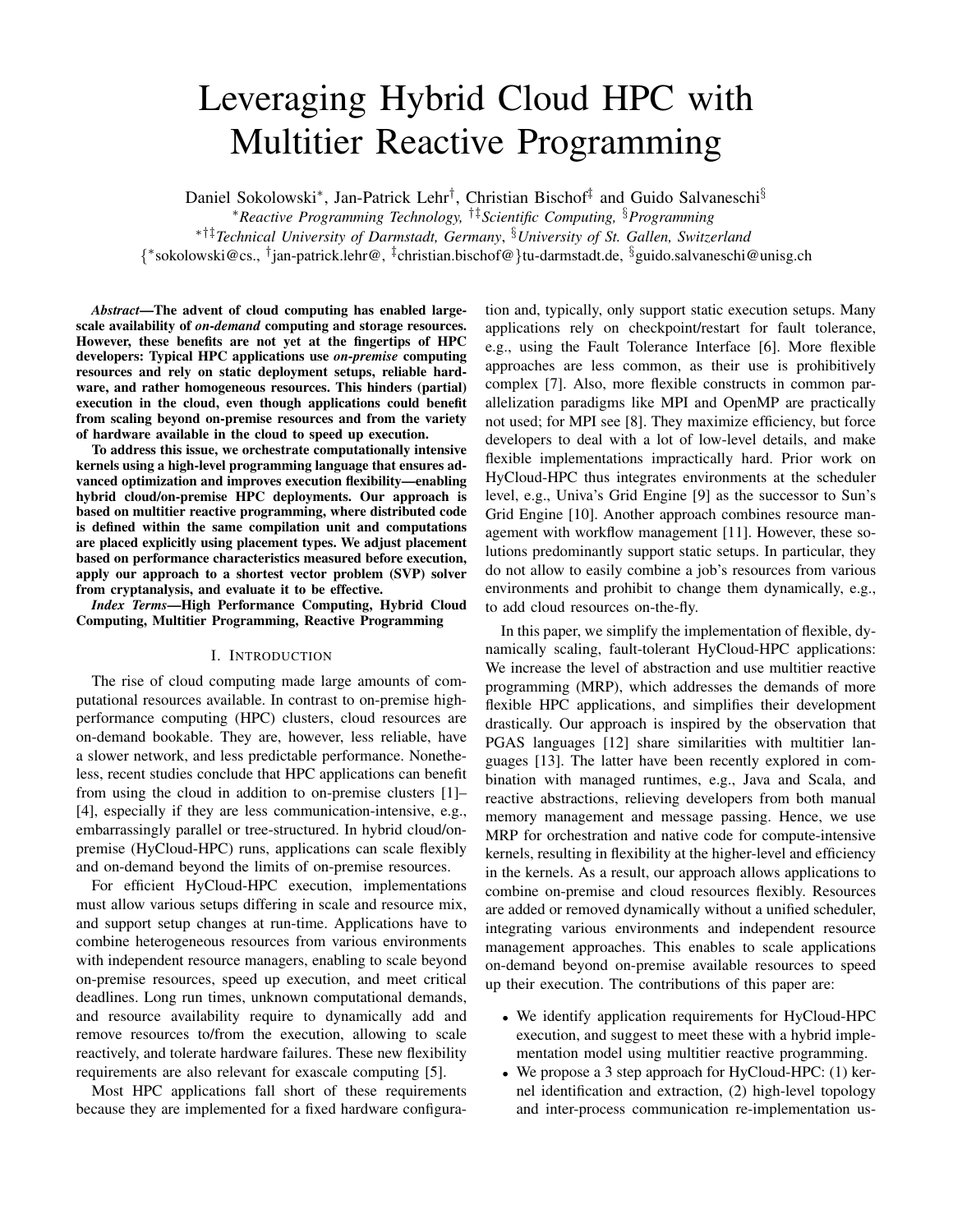# Leveraging Hybrid Cloud HPC with Multitier Reactive Programming

Daniel Sokolowski*, Jan-Patrick Lehr†, Christian Bischof‡ and Guido Salvaneschi§

*Reactive Programming Technology, †‡Scientific Computing, §Programming

*†‡Technical University of Darmstadt, Germany, §University of St. Gallen, Switzerland

{*sokolowski@cs., †jan-patrick.lehr@, ‡christian.bischof@}tu-darmstadt.de, §guido.salvaneschi@unisg.ch

***Abstract*—The advent of cloud computing has enabled large-scale availability of *on-demand* computing and storage resources. However, these benefits are not yet at the fingertips of HPC developers: Typical HPC applications use *on-premise* computing resources and rely on static deployment setups, reliable hardware, and rather homogeneous resources. This hinders (partial) execution in the cloud, even though applications could benefit from scaling beyond on-premise resources and from the variety of hardware available in the cloud to speed up execution.**

**To address this issue, we orchestrate computationally intensive kernels using a high-level programming language that ensures advanced optimization and improves execution flexibility—enabling hybrid cloud/on-premise HPC deployments. Our approach is based on multitier reactive programming, where distributed code is defined within the same compilation unit and computations are placed explicitly using placement types. We adjust placement based on performance characteristics measured before execution, apply our approach to a shortest vector problem (SVP) solver from cryptanalysis, and evaluate it to be effective.**

***Index Terms*—High Performance Computing, Hybrid Cloud Computing, Multitier Programming, Reactive Programming**

## I. Introduction

The rise of cloud computing made large amounts of computational resources available. In contrast to on-premise high-performance computing (HPC) clusters, cloud resources are on-demand bookable. They are, however, less reliable, have a slower network, and less predictable performance. Nonetheless, recent studies conclude that HPC applications can benefit from using the cloud in addition to on-premise clusters [1]–[4], especially if they are less communication-intensive, e.g., embarrassingly parallel or tree-structured. In hybrid cloud/on-premise (HyCloud-HPC) runs, applications can scale flexibly and on-demand beyond the limits of on-premise resources.

For efficient HyCloud-HPC execution, implementations must allow various setups differing in scale and resource mix, and support setup changes at run-time. Applications have to combine heterogeneous resources from various environments with independent resource managers, enabling to scale beyond on-premise resources, speed up execution, and meet critical deadlines. Long run times, unknown computational demands, and resource availability require to dynamically add and remove resources to/from the execution, allowing to scale reactively, and tolerate hardware failures. These new flexibility requirements are also relevant for exascale computing [5].

Most HPC applications fall short of these requirements because they are implemented for a fixed hardware configuration and, typically, only support static execution setups. Many applications rely on checkpoint/restart for fault tolerance, e.g., using the Fault Tolerance Interface [6]. More flexible approaches are less common, as their use is prohibitively complex [7]. Also, more flexible constructs in common parallelization paradigms like MPI and OpenMP are practically not used; for MPI see [8]. They maximize efficiency, but force developers to deal with a lot of low-level details, and make flexible implementations impractically hard. Prior work on HyCloud-HPC thus integrates environments at the scheduler level, e.g., Univa's Grid Engine [9] as the successor to Sun's Grid Engine [10]. Another approach combines resource management with workflow management [11]. However, these solutions predominantly support static setups. In particular, they do not allow to easily combine a job's resources from various environments and prohibit to change them dynamically, e.g., to add cloud resources on-the-fly.

In this paper, we simplify the implementation of flexible, dynamically scaling, fault-tolerant HyCloud-HPC applications: We increase the level of abstraction and use multitier reactive programming (MRP), which addresses the demands of more flexible HPC applications, and simplifies their development drastically. Our approach is inspired by the observation that PGAS languages [12] share similarities with multitier languages [13]. The latter have been recently explored in combination with managed runtimes, e.g., Java and Scala, and reactive abstractions, relieving developers from both manual memory management and message passing. Hence, we use MRP for orchestration and native code for compute-intensive kernels, resulting in flexibility at the higher-level and efficiency in the kernels. As a result, our approach allows applications to combine on-premise and cloud resources flexibly. Resources are added or removed dynamically without a unified scheduler, integrating various environments and independent resource management approaches. This enables to scale applications on-demand beyond on-premise available resources to speed up their execution. The contributions of this paper are:

- We identify application requirements for HyCloud-HPC execution, and suggest to meet these with a hybrid implementation model using multitier reactive programming.
- We propose a 3 step approach for HyCloud-HPC: (1) kernel identification and extraction, (2) high-level topology and inter-process communication re-implementation us-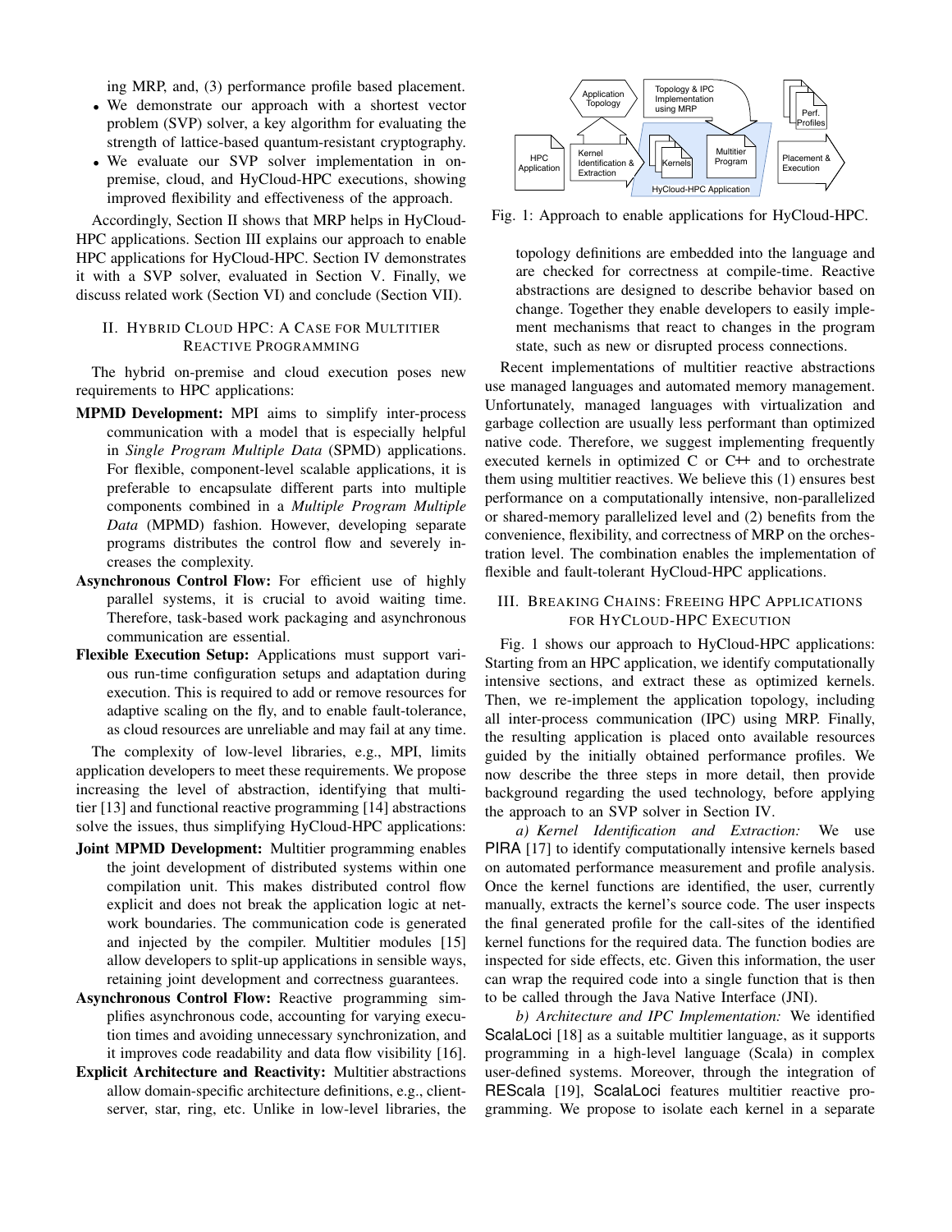ing MRP, and, (3) performance profile based placement.

- We demonstrate our approach with a shortest vector problem (SVP) solver, a key algorithm for evaluating the strength of lattice-based quantum-resistant cryptography.
- We evaluate our SVP solver implementation in on-premise, cloud, and HyCloud-HPC executions, showing improved flexibility and effectiveness of the approach.

Accordingly, Section II shows that MRP helps in HyCloud-HPC applications. Section III explains our approach to enable HPC applications for HyCloud-HPC. Section IV demonstrates it with a SVP solver, evaluated in Section V. Finally, we discuss related work (Section VI) and conclude (Section VII).

## II. Hybrid Cloud HPC: A Case for Multitier Reactive Programming

The hybrid on-premise and cloud execution poses new requirements to HPC applications:

**MPMD Development:** MPI aims to simplify inter-process communication with a model that is especially helpful in *Single Program Multiple Data* (SPMD) applications. For flexible, component-level scalable applications, it is preferable to encapsulate different parts into multiple components combined in a *Multiple Program Multiple Data* (MPMD) fashion. However, developing separate programs distributes the control flow and severely increases the complexity.

**Asynchronous Control Flow:** For efficient use of highly parallel systems, it is crucial to avoid waiting time. Therefore, task-based work packaging and asynchronous communication are essential.

**Flexible Execution Setup:** Applications must support various run-time configuration setups and adaptation during execution. This is required to add or remove resources for adaptive scaling on the fly, and to enable fault-tolerance, as cloud resources are unreliable and may fail at any time.

The complexity of low-level libraries, e.g., MPI, limits application developers to meet these requirements. We propose increasing the level of abstraction, identifying that multitier [13] and functional reactive programming [14] abstractions solve the issues, thus simplifying HyCloud-HPC applications:

**Joint MPMD Development:** Multitier programming enables the joint development of distributed systems within one compilation unit. This makes distributed control flow explicit and does not break the application logic at network boundaries. The communication code is generated and injected by the compiler. Multitier modules [15] allow developers to split-up applications in sensible ways, retaining joint development and correctness guarantees.

**Asynchronous Control Flow:** Reactive programming simplifies asynchronous code, accounting for varying execution times and avoiding unnecessary synchronization, and it improves code readability and data flow visibility [16].

**Explicit Architecture and Reactivity:** Multitier abstractions allow domain-specific architecture definitions, e.g., client-server, star, ring, etc. Unlike in low-level libraries, the topology definitions are embedded into the language and are checked for correctness at compile-time. Reactive abstractions are designed to describe behavior based on change. Together they enable developers to easily implement mechanisms that react to changes in the program state, such as new or disrupted process connections.

Recent implementations of multitier reactive abstractions use managed languages and automated memory management. Unfortunately, managed languages with virtualization and garbage collection are usually less performant than optimized native code. Therefore, we suggest implementing frequently executed kernels in optimized C or C++ and to orchestrate them using multitier reactives. We believe this (1) ensures best performance on a computationally intensive, non-parallelized or shared-memory parallelized level and (2) benefits from the convenience, flexibility, and correctness of MRP on the orchestration level. The combination enables the implementation of flexible and fault-tolerant HyCloud-HPC applications.

Fig. 1: Approach to enable applications for HyCloud-HPC.

## III. Breaking Chains: Freeing HPC Applications for HyCloud-HPC Execution

Fig. 1 shows our approach to HyCloud-HPC applications: Starting from an HPC application, we identify computationally intensive sections, and extract these as optimized kernels. Then, we re-implement the application topology, including all inter-process communication (IPC) using MRP. Finally, the resulting application is placed onto available resources guided by the initially obtained performance profiles. We now describe the three steps in more detail, then provide background regarding the used technology, before applying the approach to an SVP solver in Section IV.

*a) Kernel Identification and Extraction:* We use PIRA [17] to identify computationally intensive kernels based on automated performance measurement and profile analysis. Once the kernel functions are identified, the user, currently manually, extracts the kernel's source code. The user inspects the final generated profile for the call-sites of the identified kernel functions for the required data. The function bodies are inspected for side effects, etc. Given this information, the user can wrap the required code into a single function that is then to be called through the Java Native Interface (JNI).

*b) Architecture and IPC Implementation:* We identified ScalaLoci [18] as a suitable multitier language, as it supports programming in a high-level language (Scala) in complex user-defined systems. Moreover, through the integration of REScala [19], ScalaLoci features multitier reactive programming. We propose to isolate each kernel in a separate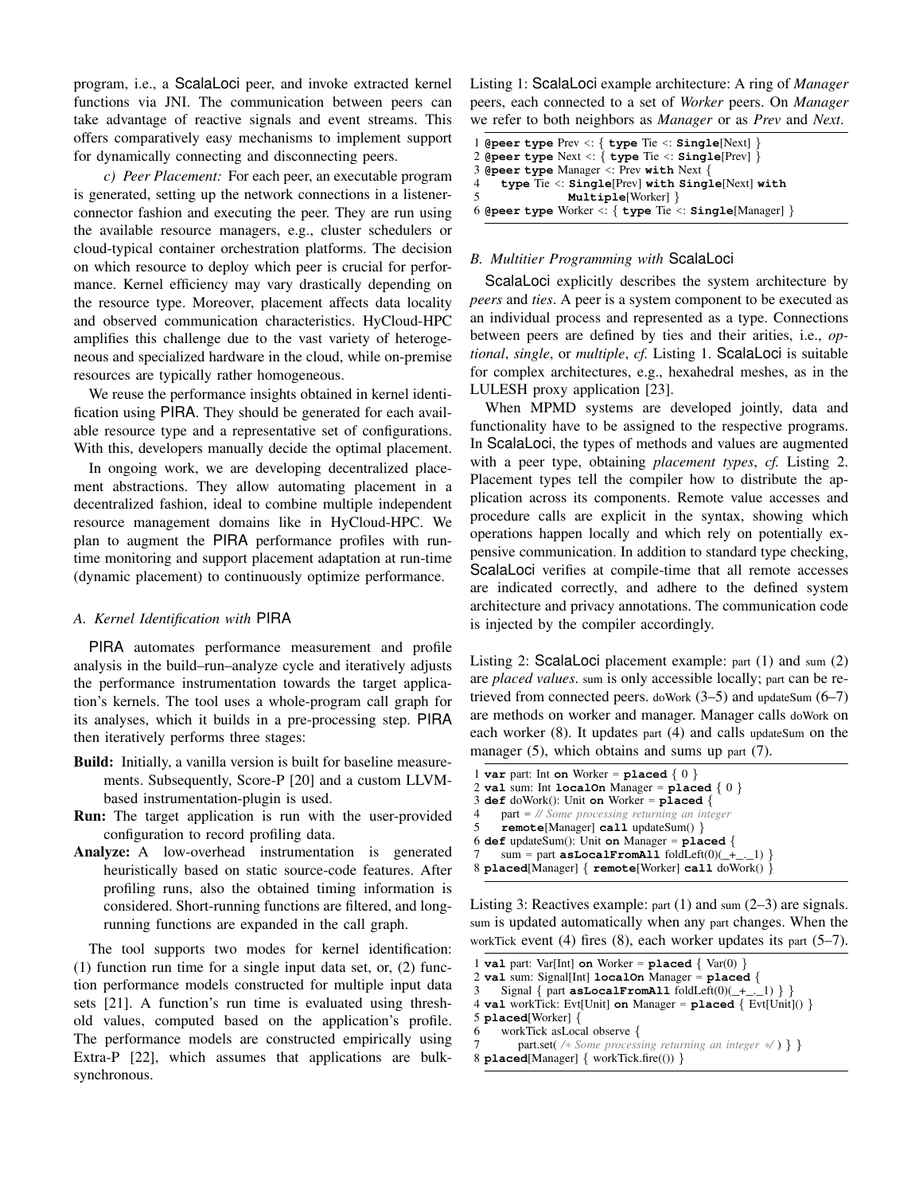program, i.e., a ScalaLoci peer, and invoke extracted kernel functions via JNI. The communication between peers can take advantage of reactive signals and event streams. This offers comparatively easy mechanisms to implement support for dynamically connecting and disconnecting peers.

*c) Peer Placement:* For each peer, an executable program is generated, setting up the network connections in a listener-connector fashion and executing the peer. They are run using the available resource managers, e.g., cluster schedulers or cloud-typical container orchestration platforms. The decision on which resource to deploy which peer is crucial for performance. Kernel efficiency may vary drastically depending on the resource type. Moreover, placement affects data locality and observed communication characteristics. HyCloud-HPC amplifies this challenge due to the vast variety of heterogeneous and specialized hardware in the cloud, while on-premise resources are typically rather homogeneous.

We reuse the performance insights obtained in kernel identification using PIRA. They should be generated for each available resource type and a representative set of configurations. With this, developers manually decide the optimal placement.

In ongoing work, we are developing decentralized placement abstractions. They allow automating placement in a decentralized fashion, ideal to combine multiple independent resource management domains like in HyCloud-HPC. We plan to augment the PIRA performance profiles with run-time monitoring and support placement adaptation at run-time (dynamic placement) to continuously optimize performance.

### A. Kernel Identification with PIRA

PIRA automates performance measurement and profile analysis in the build–run–analyze cycle and iteratively adjusts the performance instrumentation towards the target application's kernels. The tool uses a whole-program call graph for its analyses, which it builds in a pre-processing step. PIRA then iteratively performs three stages:

- **Build:** Initially, a vanilla version is built for baseline measurements. Subsequently, Score-P [20] and a custom LLVM-based instrumentation-plugin is used.
- **Run:** The target application is run with the user-provided configuration to record profiling data.
- **Analyze:** A low-overhead instrumentation is generated heuristically based on static source-code features. After profiling runs, also the obtained timing information is considered. Short-running functions are filtered, and long-running functions are expanded in the call graph.

The tool supports two modes for kernel identification: (1) function run time for a single input data set, or, (2) function performance models constructed for multiple input data sets [21]. A function's run time is evaluated using threshold values, computed based on the application's profile. The performance models are constructed empirically using Extra-P [22], which assumes that applications are bulk-synchronous.

Listing 1: ScalaLoci example architecture: A ring of *Manager* peers, each connected to a set of *Worker* peers. On *Manager* we refer to both neighbors as *Manager* or as *Prev* and *Next*.

```
1 @peer type Prev <: { type Tie <: Single[Next] }
2 @peer type Next <: { type Tie <: Single[Prev] }
3 @peer type Manager <: Prev with Next {
4   type Tie <: Single[Prev] with Single[Next] with
5              Multiple[Worker] }
6 @peer type Worker <: { type Tie <: Single[Manager] }
```

### B. Multitier Programming with ScalaLoci

ScalaLoci explicitly describes the system architecture by *peers* and *ties*. A peer is a system component to be executed as an individual process and represented as a type. Connections between peers are defined by ties and their arities, i.e., *optional*, *single*, or *multiple*, *cf.* Listing 1. ScalaLoci is suitable for complex architectures, e.g., hexahedral meshes, as in the LULESH proxy application [23].

When MPMD systems are developed jointly, data and functionality have to be assigned to the respective programs. In ScalaLoci, the types of methods and values are augmented with a peer type, obtaining *placement types*, *cf.* Listing 2. Placement types tell the compiler how to distribute the application across its components. Remote value accesses and procedure calls are explicit in the syntax, showing which operations happen locally and which rely on potentially expensive communication. In addition to standard type checking, ScalaLoci verifies at compile-time that all remote accesses are indicated correctly, and adhere to the defined system architecture and privacy annotations. The communication code is injected by the compiler accordingly.

Listing 2: ScalaLoci placement example: part (1) and sum (2) are *placed values*. sum is only accessible locally; part can be retrieved from connected peers. doWork (3–5) and updateSum (6–7) are methods on worker and manager. Manager calls doWork on each worker (8). It updates part (4) and calls updateSum on the manager (5), which obtains and sums up part (7).

```
1 var part: Int on Worker = placed { 0 }
2 val sum: Int localOn Manager = placed { 0 }
3 def doWork(): Unit on Worker = placed {
4   part = // Some processing returning an integer
5   remote[Manager] call updateSum() }
6 def updateSum(): Unit on Manager = placed {
7   sum = part asLocalFromAll foldLeft(0)(_+_._1) }
8 placed[Manager] { remote[Worker] call doWork() }
```

Listing 3: Reactives example: part (1) and sum (2–3) are signals. sum is updated automatically when any part changes. When the workTick event (4) fires (8), each worker updates its part (5–7).

```
1 val part: Var[Int] on Worker = placed { Var(0) }
2 val sum: Signal[Int] localOn Manager = placed {
3   Signal { part asLocalFromAll foldLeft(0)(_+_._1) } }
4 val workTick: Evt[Unit] on Manager = placed { Evt[Unit]() }
5 placed[Worker] {
6   workTick asLocal observe {
7     part.set( /* Some processing returning an integer */ ) } }
8 placed[Manager] { workTick.fire(()) }
```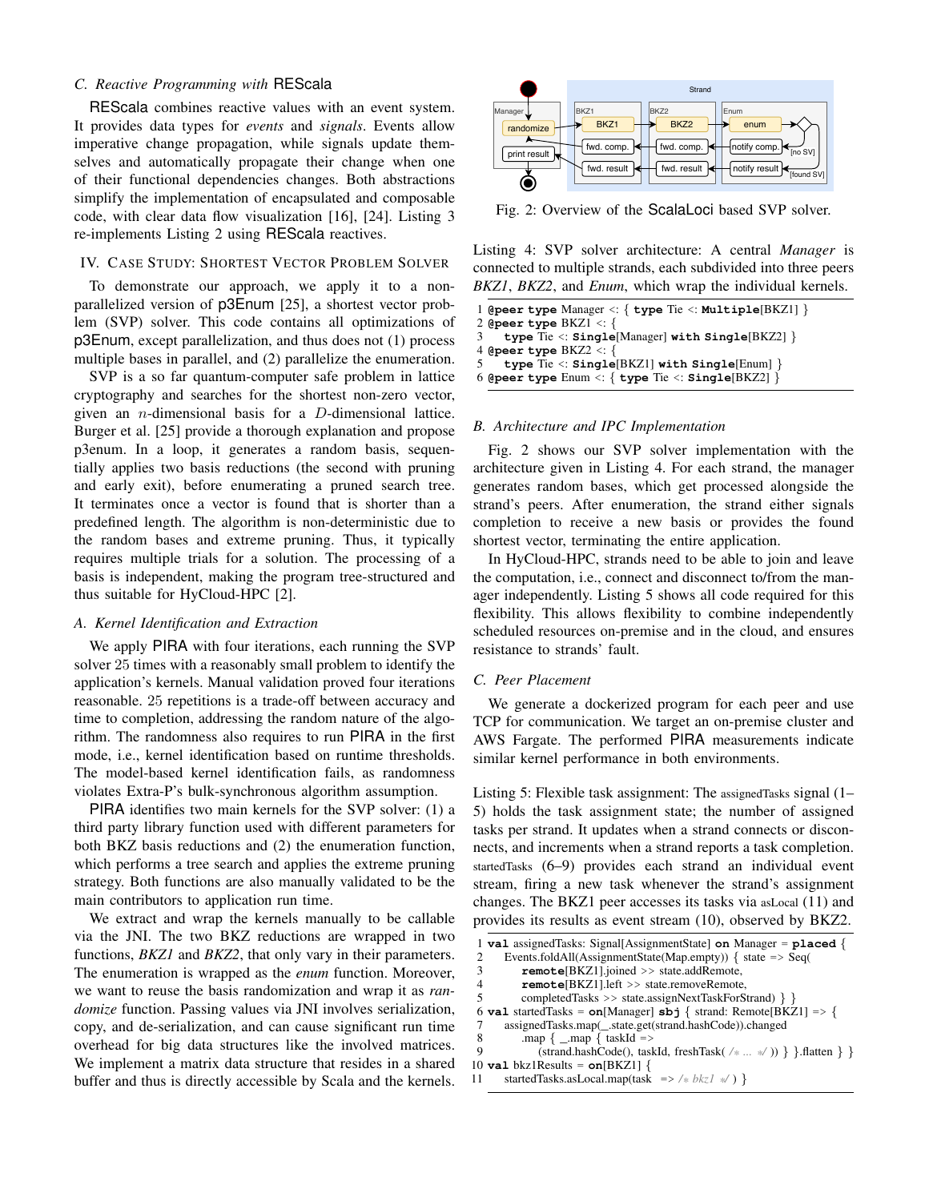### C. Reactive Programming with REScala

REScala combines reactive values with an event system. It provides data types for *events* and *signals*. Events allow imperative change propagation, while signals update themselves and automatically propagate their change when one of their functional dependencies changes. Both abstractions simplify the implementation of encapsulated and composable code, with clear data flow visualization [16], [24]. Listing 3 re-implements Listing 2 using REScala reactives.

## IV. Case Study: Shortest Vector Problem Solver

To demonstrate our approach, we apply it to a non-parallelized version of p3Enum [25], a shortest vector problem (SVP) solver. This code contains all optimizations of p3Enum, except parallelization, and thus does not (1) process multiple bases in parallel, and (2) parallelize the enumeration.

SVP is a so far quantum-computer safe problem in lattice cryptography and searches for the shortest non-zero vector, given an $n$-dimensional basis for a $D$-dimensional lattice. Burger et al. [25] provide a thorough explanation and propose p3enum. In a loop, it generates a random basis, sequentially applies two basis reductions (the second with pruning and early exit), before enumerating a pruned search tree. It terminates once a vector is found that is shorter than a predefined length. The algorithm is non-deterministic due to the random bases and extreme pruning. Thus, it typically requires multiple trials for a solution. The processing of a basis is independent, making the program tree-structured and thus suitable for HyCloud-HPC [2].

### A. Kernel Identification and Extraction

We apply PIRA with four iterations, each running the SVP solver 25 times with a reasonably small problem to identify the application's kernels. Manual validation proved four iterations reasonable. 25 repetitions is a trade-off between accuracy and time to completion, addressing the random nature of the algorithm. The randomness also requires to run PIRA in the first mode, i.e., kernel identification based on runtime thresholds. The model-based kernel identification fails, as randomness violates Extra-P's bulk-synchronous algorithm assumption.

PIRA identifies two main kernels for the SVP solver: (1) a third party library function used with different parameters for both BKZ basis reductions and (2) the enumeration function, which performs a tree search and applies the extreme pruning strategy. Both functions are also manually validated to be the main contributors to application run time.

We extract and wrap the kernels manually to be callable via the JNI. The two BKZ reductions are wrapped in two functions, *BKZ1* and *BKZ2*, that only vary in their parameters. The enumeration is wrapped as the *enum* function. Moreover, we want to reuse the basis randomization and wrap it as *randomize* function. Passing values via JNI involves serialization, copy, and de-serialization, and can cause significant run time overhead for big data structures like the involved matrices. We implement a matrix data structure that resides in a shared buffer and thus is directly accessible by Scala and the kernels.

Fig. 2: Overview of the ScalaLoci based SVP solver.

Listing 4: SVP solver architecture: A central *Manager* is connected to multiple strands, each subdivided into three peers *BKZ1*, *BKZ2*, and *Enum*, which wrap the individual kernels.

```
1 @peer type Manager <: { type Tie <: Multiple[BKZ1] }
2 @peer type BKZ1 <: {
3   type Tie <: Single[Manager] with Single[BKZ2] }
4 @peer type BKZ2 <: {
5   type Tie <: Single[BKZ1] with Single[Enum] }
6 @peer type Enum <: { type Tie <: Single[BKZ2] }
```

### B. Architecture and IPC Implementation

Fig. 2 shows our SVP solver implementation with the architecture given in Listing 4. For each strand, the manager generates random bases, which get processed alongside the strand's peers. After enumeration, the strand either signals completion to receive a new basis or provides the found shortest vector, terminating the entire application.

In HyCloud-HPC, strands need to be able to join and leave the computation, i.e., connect and disconnect to/from the manager independently. Listing 5 shows all code required for this flexibility. This allows flexibility to combine independently scheduled resources on-premise and in the cloud, and ensures resistance to strands' fault.

### C. Peer Placement

We generate a dockerized program for each peer and use TCP for communication. We target an on-premise cluster and AWS Fargate. The performed PIRA measurements indicate similar kernel performance in both environments.

Listing 5: Flexible task assignment: The assignedTasks signal (1–5) holds the task assignment state; the number of assigned tasks per strand. It updates when a strand connects or disconnects, and increments when a strand reports a task completion. startedTasks (6–9) provides each strand an individual event stream, firing a new task whenever the strand's assignment changes. The BKZ1 peer accesses its tasks via asLocal (11) and provides its results as event stream (10), observed by BKZ2.

```
1 val assignedTasks: Signal[AssignmentState] on Manager = placed {
2   Events.foldAll(AssignmentState(Map.empty)) { state => Seq(
3     remote[BKZ1].joined >> state.addRemote,
4     remote[BKZ1].left >> state.removeRemote,
5     completedTasks >> state.assignNextTaskForStrand) } }
6 val startedTasks = on[Manager] sbj { strand: Remote[BKZ1] => {
7   assignedTasks.map(_.state.get(strand.hashCode)).changed
8     .map { _.map { taskId =>
9       (strand.hashCode(), taskId, freshTask( /* ... */ )) } }.flatten } }
10 val bkz1Results = on[BKZ1] {
11   startedTasks.asLocal.map(task => /* bkz1 */ ) }
```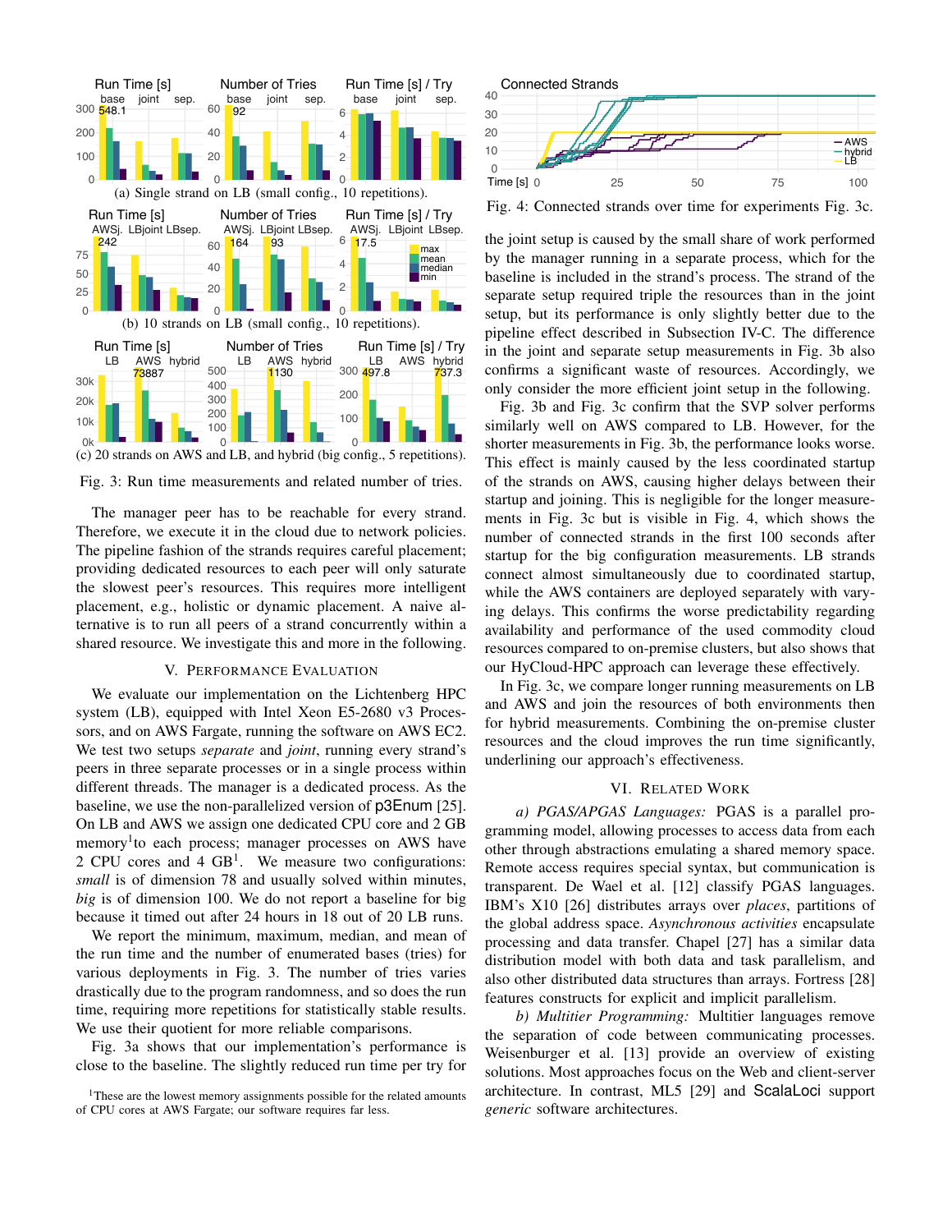(a) Single strand on LB (small config., 10 repetitions).

(b) 10 strands on LB (small config., 10 repetitions).

(c) 20 strands on AWS and LB, and hybrid (big config., 5 repetitions).

Fig. 3: Run time measurements and related number of tries.

The manager peer has to be reachable for every strand. Therefore, we execute it in the cloud due to network policies. The pipeline fashion of the strands requires careful placement; providing dedicated resources to each peer will only saturate the slowest peer's resources. This requires more intelligent placement, e.g., holistic or dynamic placement. A naive alternative is to run all peers of a strand concurrently within a shared resource. We investigate this and more in the following.

## V. Performance Evaluation

We evaluate our implementation on the Lichtenberg HPC system (LB), equipped with Intel Xeon E5-2680 v3 Processors, and on AWS Fargate, running the software on AWS EC2. We test two setups *separate* and *joint*, running every strand's peers in three separate processes or in a single process within different threads. The manager is a dedicated process. As the baseline, we use the non-parallelized version of p3Enum [25]. On LB and AWS we assign one dedicated CPU core and 2 GB memory[1] to each process; manager processes on AWS have 2 CPU cores and 4 GB[1]. We measure two configurations: *small* is of dimension 78 and usually solved within minutes, *big* is of dimension 100. We do not report a baseline for big because it timed out after 24 hours in 18 out of 20 LB runs.

We report the minimum, maximum, median, and mean of the run time and the number of enumerated bases (tries) for various deployments in Fig. 3. The number of tries varies drastically due to the program randomness, and so does the run time, requiring more repetitions for statistically stable results. We use their quotient for more reliable comparisons.

Fig. 3a shows that our implementation's performance is close to the baseline. The slightly reduced run time per try for the joint setup is caused by the small share of work performed by the manager running in a separate process, which for the baseline is included in the strand's process. The strand of the separate setup required triple the resources than in the joint setup, but its performance is only slightly better due to the pipeline effect described in Subsection IV-C. The difference in the joint and separate setup measurements in Fig. 3b also confirms a significant waste of resources. Accordingly, we only consider the more efficient joint setup in the following.

Fig. 3b and Fig. 3c confirm that the SVP solver performs similarly well on AWS compared to LB. However, for the shorter measurements in Fig. 3b, the performance looks worse. This effect is mainly caused by the less coordinated startup of the strands on AWS, causing higher delays between their startup and joining. This is negligible for the longer measurements in Fig. 3c but is visible in Fig. 4, which shows the number of connected strands in the first 100 seconds after startup for the big configuration measurements. LB strands connect almost simultaneously due to coordinated startup, while the AWS containers are deployed separately with varying delays. This confirms the worse predictability regarding availability and performance of the used commodity cloud resources compared to on-premise clusters, but also shows that our HyCloud-HPC approach can leverage these effectively.

In Fig. 3c, we compare longer running measurements on LB and AWS and join the resources of both environments then for hybrid measurements. Combining the on-premise cluster resources and the cloud improves the run time significantly, underlining our approach's effectiveness.

[1]These are the lowest memory assignments possible for the related amounts of CPU cores at AWS Fargate; our software requires far less.

Fig. 4: Connected strands over time for experiments Fig. 3c.

## VI. Related Work

*a) PGAS/APGAS Languages:* PGAS is a parallel programming model, allowing processes to access data from each other through abstractions emulating a shared memory space. Remote access requires special syntax, but communication is transparent. De Wael et al. [12] classify PGAS languages. IBM's X10 [26] distributes arrays over *places*, partitions of the global address space. *Asynchronous activities* encapsulate processing and data transfer. Chapel [27] has a similar data distribution model with both data and task parallelism, and also other distributed data structures than arrays. Fortress [28] features constructs for explicit and implicit parallelism.

*b) Multitier Programming:* Multitier languages remove the separation of code between communicating processes. Weisenburger et al. [13] provide an overview of existing solutions. Most approaches focus on the Web and client-server architecture. In contrast, ML5 [29] and ScalaLoci support *generic* software architectures.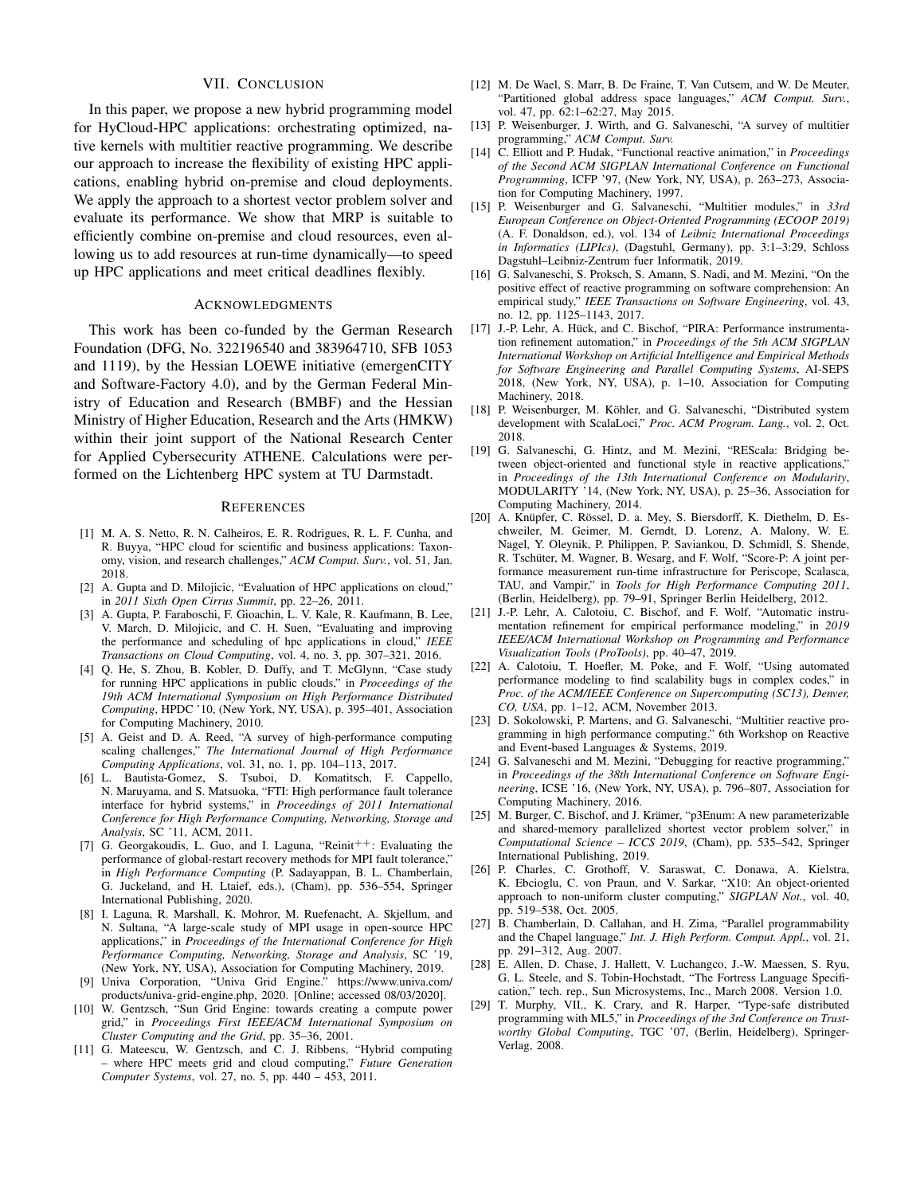## VII. Conclusion

In this paper, we propose a new hybrid programming model for HyCloud-HPC applications: orchestrating optimized, native kernels with multitier reactive programming. We describe our approach to increase the flexibility of existing HPC applications, enabling hybrid on-premise and cloud deployments. We apply the approach to a shortest vector problem solver and evaluate its performance. We show that MRP is suitable to efficiently combine on-premise and cloud resources, even allowing us to add resources at run-time dynamically—to speed up HPC applications and meet critical deadlines flexibly.

## Acknowledgments

This work has been co-funded by the German Research Foundation (DFG, No. 322196540 and 383964710, SFB 1053 and 1119), by the Hessian LOEWE initiative (emergenCITY and Software-Factory 4.0), and by the German Federal Ministry of Education and Research (BMBF) and the Hessian Ministry of Higher Education, Research and the Arts (HMKW) within their joint support of the National Research Center for Applied Cybersecurity ATHENE. Calculations were performed on the Lichtenberg HPC system at TU Darmstadt.

## References

[1] M. A. S. Netto, R. N. Calheiros, E. R. Rodrigues, R. L. F. Cunha, and R. Buyya, "HPC cloud for scientific and business applications: Taxonomy, vision, and research challenges," *ACM Comput. Surv.*, vol. 51, Jan. 2018.

[2] A. Gupta and D. Milojicic, "Evaluation of HPC applications on cloud," in *2011 Sixth Open Cirrus Summit*, pp. 22–26, 2011.

[3] A. Gupta, P. Faraboschi, F. Gioachin, L. V. Kale, R. Kaufmann, B. Lee, V. March, D. Milojicic, and C. H. Suen, "Evaluating and improving the performance and scheduling of hpc applications in cloud," *IEEE Transactions on Cloud Computing*, vol. 4, no. 3, pp. 307–321, 2016.

[4] Q. He, S. Zhou, B. Kobler, D. Duffy, and T. McGlynn, "Case study for running HPC applications in public clouds," in *Proceedings of the 19th ACM International Symposium on High Performance Distributed Computing*, HPDC '10, (New York, NY, USA), p. 395–401, Association for Computing Machinery, 2010.

[5] A. Geist and D. A. Reed, "A survey of high-performance computing scaling challenges," *The International Journal of High Performance Computing Applications*, vol. 31, no. 1, pp. 104–113, 2017.

[6] L. Bautista-Gomez, S. Tsuboi, D. Komatitsch, F. Cappello, N. Maruyama, and S. Matsuoka, "FTI: High performance fault tolerance interface for hybrid systems," in *Proceedings of 2011 International Conference for High Performance Computing, Networking, Storage and Analysis*, SC '11, ACM, 2011.

[7] G. Georgakoudis, L. Guo, and I. Laguna, "Reinit++: Evaluating the performance of global-restart recovery methods for MPI fault tolerance," in *High Performance Computing* (P. Sadayappan, B. L. Chamberlain, G. Juckeland, and H. Ltaief, eds.), (Cham), pp. 536–554, Springer International Publishing, 2020.

[8] I. Laguna, R. Marshall, K. Mohror, M. Ruefenacht, A. Skjellum, and N. Sultana, "A large-scale study of MPI usage in open-source HPC applications," in *Proceedings of the International Conference for High Performance Computing, Networking, Storage and Analysis*, SC '19, (New York, NY, USA), Association for Computing Machinery, 2019.

[9] Univa Corporation, "Univa Grid Engine." https://www.univa.com/products/univa-grid-engine.php, 2020. [Online; accessed 08/03/2020].

[10] W. Gentzsch, "Sun Grid Engine: towards creating a compute power grid," in *Proceedings First IEEE/ACM International Symposium on Cluster Computing and the Grid*, pp. 35–36, 2001.

[11] G. Mateescu, W. Gentzsch, and C. J. Ribbens, "Hybrid computing – where HPC meets grid and cloud computing," *Future Generation Computer Systems*, vol. 27, no. 5, pp. 440 – 453, 2011.

[12] M. De Wael, S. Marr, B. De Fraine, T. Van Cutsem, and W. De Meuter, "Partitioned global address space languages," *ACM Comput. Surv.*, vol. 47, pp. 62:1–62:27, May 2015.

[13] P. Weisenburger, J. Wirth, and G. Salvaneschi, "A survey of multitier programming," *ACM Comput. Surv.*

[14] C. Elliott and P. Hudak, "Functional reactive animation," in *Proceedings of the Second ACM SIGPLAN International Conference on Functional Programming*, ICFP '97, (New York, NY, USA), p. 263–273, Association for Computing Machinery, 1997.

[15] P. Weisenburger and G. Salvaneschi, "Multitier modules," in *33rd European Conference on Object-Oriented Programming (ECOOP 2019)* (A. F. Donaldson, ed.), vol. 134 of *Leibniz International Proceedings in Informatics (LIPIcs)*, (Dagstuhl, Germany), pp. 3:1–3:29, Schloss Dagstuhl–Leibniz-Zentrum fuer Informatik, 2019.

[16] G. Salvaneschi, S. Proksch, S. Amann, S. Nadi, and M. Mezini, "On the positive effect of reactive programming on software comprehension: An empirical study," *IEEE Transactions on Software Engineering*, vol. 43, no. 12, pp. 1125–1143, 2017.

[17] J.-P. Lehr, A. Hück, and C. Bischof, "PIRA: Performance instrumentation refinement automation," in *Proceedings of the 5th ACM SIGPLAN International Workshop on Artificial Intelligence and Empirical Methods for Software Engineering and Parallel Computing Systems*, AI-SEPS 2018, (New York, NY, USA), p. 1–10, Association for Computing Machinery, 2018.

[18] P. Weisenburger, M. Köhler, and G. Salvaneschi, "Distributed system development with ScalaLoci," *Proc. ACM Program. Lang.*, vol. 2, Oct. 2018.

[19] G. Salvaneschi, G. Hintz, and M. Mezini, "REScala: Bridging between object-oriented and functional style in reactive applications," in *Proceedings of the 13th International Conference on Modularity*, MODULARITY '14, (New York, NY, USA), p. 25–36, Association for Computing Machinery, 2014.

[20] A. Knüpfer, C. Rössel, D. a. Mey, S. Biersdorff, K. Diethelm, D. Eschweiler, M. Geimer, M. Gerndt, D. Lorenz, A. Malony, W. E. Nagel, Y. Oleynik, P. Philippen, P. Saviankou, D. Schmidl, S. Shende, R. Tschüter, M. Wagner, B. Wesarg, and F. Wolf, "Score-P: A joint performance measurement run-time infrastructure for Periscope, Scalasca, TAU, and Vampir," in *Tools for High Performance Computing 2011*, (Berlin, Heidelberg), pp. 79–91, Springer Berlin Heidelberg, 2012.

[21] J.-P. Lehr, A. Calotoiu, C. Bischof, and F. Wolf, "Automatic instrumentation refinement for empirical performance modeling," in *2019 IEEE/ACM International Workshop on Programming and Performance Visualization Tools (ProTools)*, pp. 40–47, 2019.

[22] A. Calotoiu, T. Hoefler, M. Poke, and F. Wolf, "Using automated performance modeling to find scalability bugs in complex codes," in *Proc. of the ACM/IEEE Conference on Supercomputing (SC13), Denver, CO, USA*, pp. 1–12, ACM, November 2013.

[23] D. Sokolowski, P. Martens, and G. Salvaneschi, "Multitier reactive programming in high performance computing." 6th Workshop on Reactive and Event-based Languages & Systems, 2019.

[24] G. Salvaneschi and M. Mezini, "Debugging for reactive programming," in *Proceedings of the 38th International Conference on Software Engineering*, ICSE '16, (New York, NY, USA), p. 796–807, Association for Computing Machinery, 2016.

[25] M. Burger, C. Bischof, and J. Krämer, "p3Enum: A new parameterizable and shared-memory parallelized shortest vector problem solver," in *Computational Science – ICCS 2019*, (Cham), pp. 535–542, Springer International Publishing, 2019.

[26] P. Charles, C. Grothoff, V. Saraswat, C. Donawa, A. Kielstra, K. Ebcioglu, C. von Praun, and V. Sarkar, "X10: An object-oriented approach to non-uniform cluster computing," *SIGPLAN Not.*, vol. 40, pp. 519–538, Oct. 2005.

[27] B. Chamberlain, D. Callahan, and H. Zima, "Parallel programmability and the Chapel language," *Int. J. High Perform. Comput. Appl.*, vol. 21, pp. 291–312, Aug. 2007.

[28] E. Allen, D. Chase, J. Hallett, V. Luchangco, J.-W. Maessen, S. Ryu, G. L. Steele, and S. Tobin-Hochstadt, "The Fortress Language Specification," tech. rep., Sun Microsystems, Inc., March 2008. Version 1.0.

[29] T. Murphy, VII., K. Crary, and R. Harper, "Type-safe distributed programming with ML5," in *Proceedings of the 3rd Conference on Trustworthy Global Computing*, TGC '07, (Berlin, Heidelberg), Springer-Verlag, 2008.